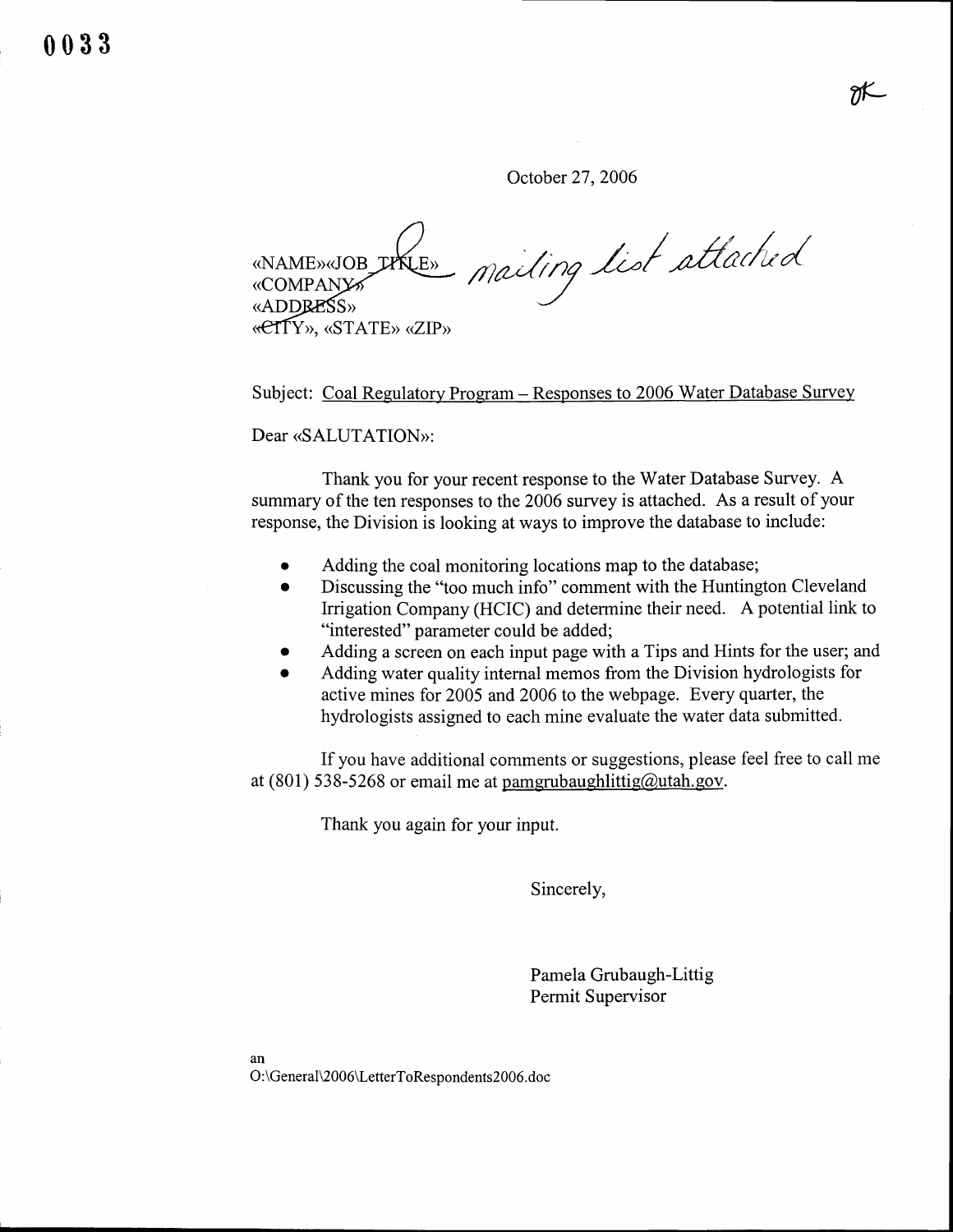0033

October 27, 2006

«NAME»«JOB_TITLE» *mailing list attached*
«COMPANY»
«ADDRESS»
«CITY», «STATE» «ZIP»

Subject: Coal Regulatory Program – Responses to 2006 Water Database Survey

Dear «SALUTATION»:

Thank you for your recent response to the Water Database Survey. A summary of the ten responses to the 2006 survey is attached. As a result of your response, the Division is looking at ways to improve the database to include:

- Adding the coal monitoring locations map to the database;
- Discussing the "too much info" comment with the Huntington Cleveland Irrigation Company (HCIC) and determine their need. A potential link to "interested" parameter could be added;
- Adding a screen on each input page with a Tips and Hints for the user; and
- Adding water quality internal memos from the Division hydrologists for active mines for 2005 and 2006 to the webpage. Every quarter, the hydrologists assigned to each mine evaluate the water data submitted.

If you have additional comments or suggestions, please feel free to call me at (801) 538-5268 or email me at pamgrubaughlittig@utah.gov.

Thank you again for your input.

Sincerely,

Pamela Grubaugh-Littig
Permit Supervisor

an
O:\General\2006\LetterToRespondents2006.doc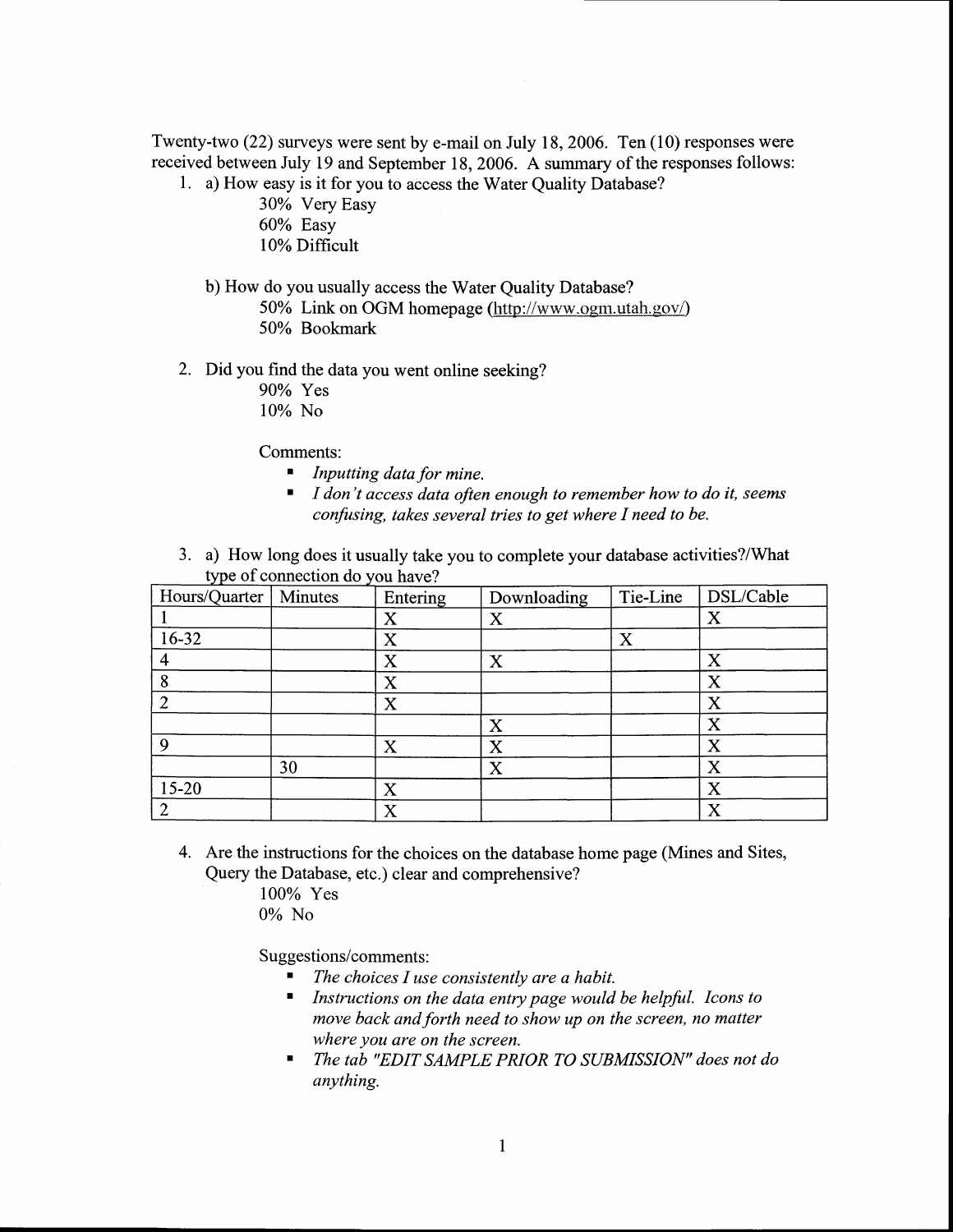Twenty-two (22) surveys were sent by e-mail on July 18, 2006. Ten (10) responses were received between July 19 and September 18, 2006. A summary of the responses follows:

1. a) How easy is it for you to access the Water Quality Database?

   30% Very Easy
   60% Easy
   10% Difficult

   b) How do you usually access the Water Quality Database?

   50% Link on OGM homepage (http://www.ogm.utah.gov/)
   50% Bookmark

2. Did you find the data you went online seeking?

   90% Yes
   10% No

   Comments:

   - *Inputting data for mine.*
   - *I don't access data often enough to remember how to do it, seems confusing, takes several tries to get where I need to be.*

3. a) How long does it usually take you to complete your database activities?/What type of connection do you have?

| Hours/Quarter | Minutes | Entering | Downloading | Tie-Line | DSL/Cable |
|---|---|---|---|---|---|
| 1 | | X | X | | X |
| 16-32 | | X | | X | |
| 4 | | X | X | | X |
| 8 | | X | | | X |
| 2 | | X | | | X |
| | | | X | | X |
| 9 | | X | X | | X |
| | 30 | | X | | X |
| 15-20 | | X | | | X |
| 2 | | X | | | X |

4. Are the instructions for the choices on the database home page (Mines and Sites, Query the Database, etc.) clear and comprehensive?

   100% Yes
   0% No

   Suggestions/comments:

   - *The choices I use consistently are a habit.*
   - *Instructions on the data entry page would be helpful. Icons to move back and forth need to show up on the screen, no matter where you are on the screen.*
   - *The tab "EDIT SAMPLE PRIOR TO SUBMISSION" does not do anything.*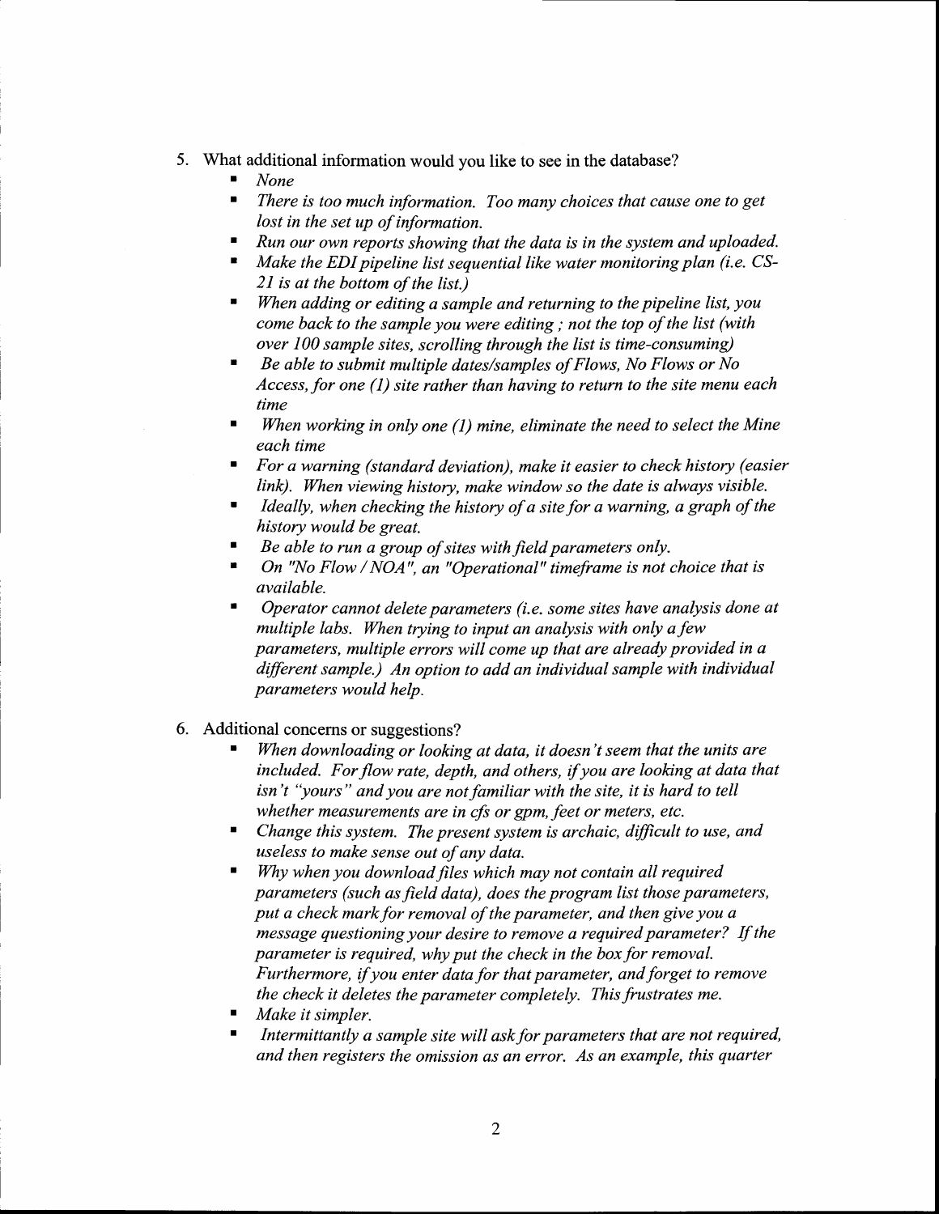5. What additional information would you like to see in the database?
   - *None*
   - *There is too much information. Too many choices that cause one to get lost in the set up of information.*
   - *Run our own reports showing that the data is in the system and uploaded.*
   - *Make the EDI pipeline list sequential like water monitoring plan (i.e. CS-21 is at the bottom of the list.)*
   - *When adding or editing a sample and returning to the pipeline list, you come back to the sample you were editing ; not the top of the list (with over 100 sample sites, scrolling through the list is time-consuming)*
   - *Be able to submit multiple dates/samples of Flows, No Flows or No Access, for one (1) site rather than having to return to the site menu each time*
   - *When working in only one (1) mine, eliminate the need to select the Mine each time*
   - *For a warning (standard deviation), make it easier to check history (easier link). When viewing history, make window so the date is always visible.*
   - *Ideally, when checking the history of a site for a warning, a graph of the history would be great.*
   - *Be able to run a group of sites with field parameters only.*
   - *On "No Flow / NOA", an "Operational" timeframe is not choice that is available.*
   - *Operator cannot delete parameters (i.e. some sites have analysis done at multiple labs. When trying to input an analysis with only a few parameters, multiple errors will come up that are already provided in a different sample.) An option to add an individual sample with individual parameters would help.*

6. Additional concerns or suggestions?
   - *When downloading or looking at data, it doesn't seem that the units are included. For flow rate, depth, and others, if you are looking at data that isn't "yours" and you are not familiar with the site, it is hard to tell whether measurements are in cfs or gpm, feet or meters, etc.*
   - *Change this system. The present system is archaic, difficult to use, and useless to make sense out of any data.*
   - *Why when you download files which may not contain all required parameters (such as field data), does the program list those parameters, put a check mark for removal of the parameter, and then give you a message questioning your desire to remove a required parameter? If the parameter is required, why put the check in the box for removal. Furthermore, if you enter data for that parameter, and forget to remove the check it deletes the parameter completely. This frustrates me.*
   - *Make it simpler.*
   - *Intermittantly a sample site will ask for parameters that are not required, and then registers the omission as an error. As an example, this quarter*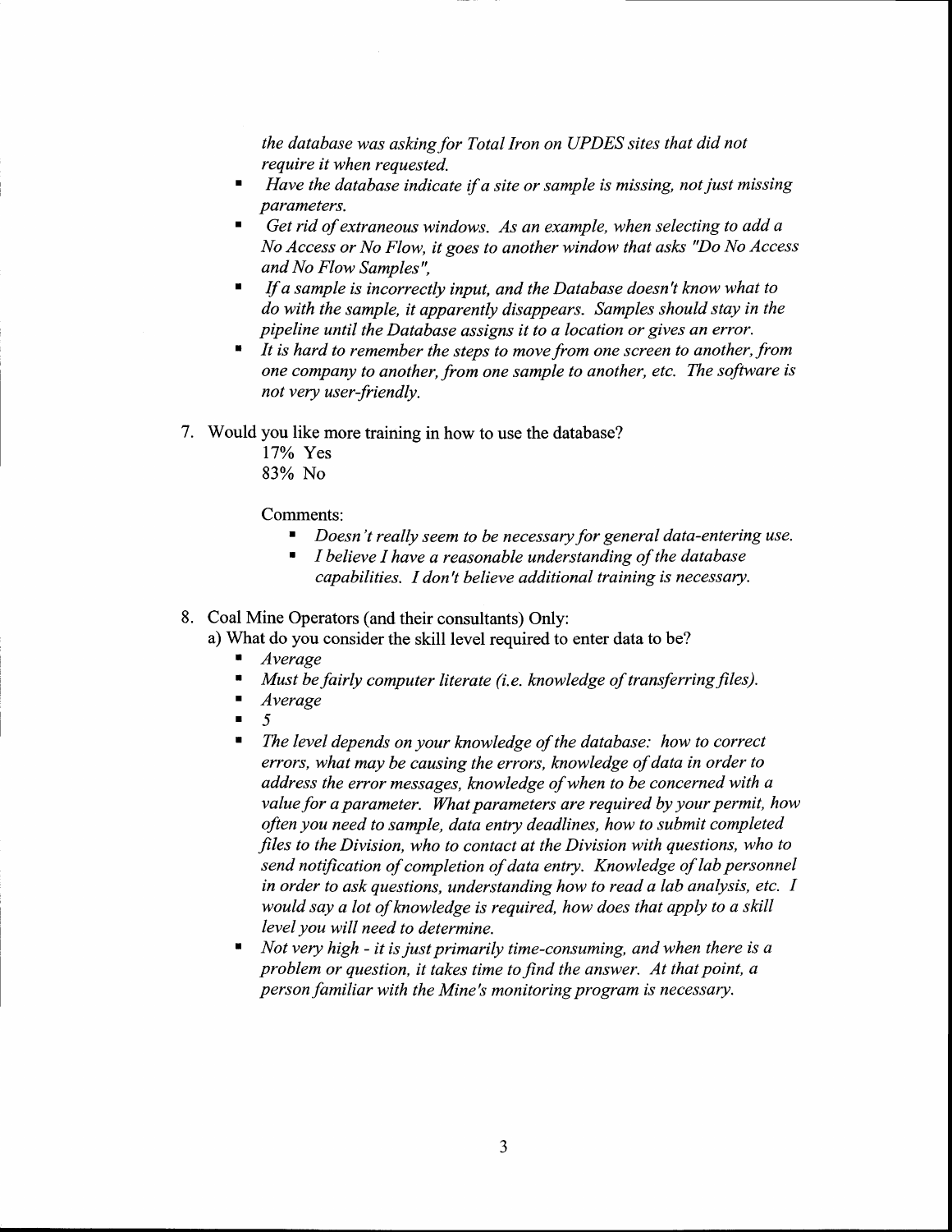*the database was asking for Total Iron on UPDES sites that did not require it when requested.*

- *Have the database indicate if a site or sample is missing, not just missing parameters.*
- *Get rid of extraneous windows. As an example, when selecting to add a No Access or No Flow, it goes to another window that asks "Do No Access and No Flow Samples",*
- *If a sample is incorrectly input, and the Database doesn't know what to do with the sample, it apparently disappears. Samples should stay in the pipeline until the Database assigns it to a location or gives an error.*
- *It is hard to remember the steps to move from one screen to another, from one company to another, from one sample to another, etc. The software is not very user-friendly.*

7. Would you like more training in how to use the database?
   17% Yes
   83% No

   Comments:
   - *Doesn't really seem to be necessary for general data-entering use.*
   - *I believe I have a reasonable understanding of the database capabilities. I don't believe additional training is necessary.*

8. Coal Mine Operators (and their consultants) Only:
   a) What do you consider the skill level required to enter data to be?
   - *Average*
   - *Must be fairly computer literate (i.e. knowledge of transferring files).*
   - *Average*
   - *5*
   - *The level depends on your knowledge of the database: how to correct errors, what may be causing the errors, knowledge of data in order to address the error messages, knowledge of when to be concerned with a value for a parameter. What parameters are required by your permit, how often you need to sample, data entry deadlines, how to submit completed files to the Division, who to contact at the Division with questions, who to send notification of completion of data entry. Knowledge of lab personnel in order to ask questions, understanding how to read a lab analysis, etc. I would say a lot of knowledge is required, how does that apply to a skill level you will need to determine.*
   - *Not very high - it is just primarily time-consuming, and when there is a problem or question, it takes time to find the answer. At that point, a person familiar with the Mine's monitoring program is necessary.*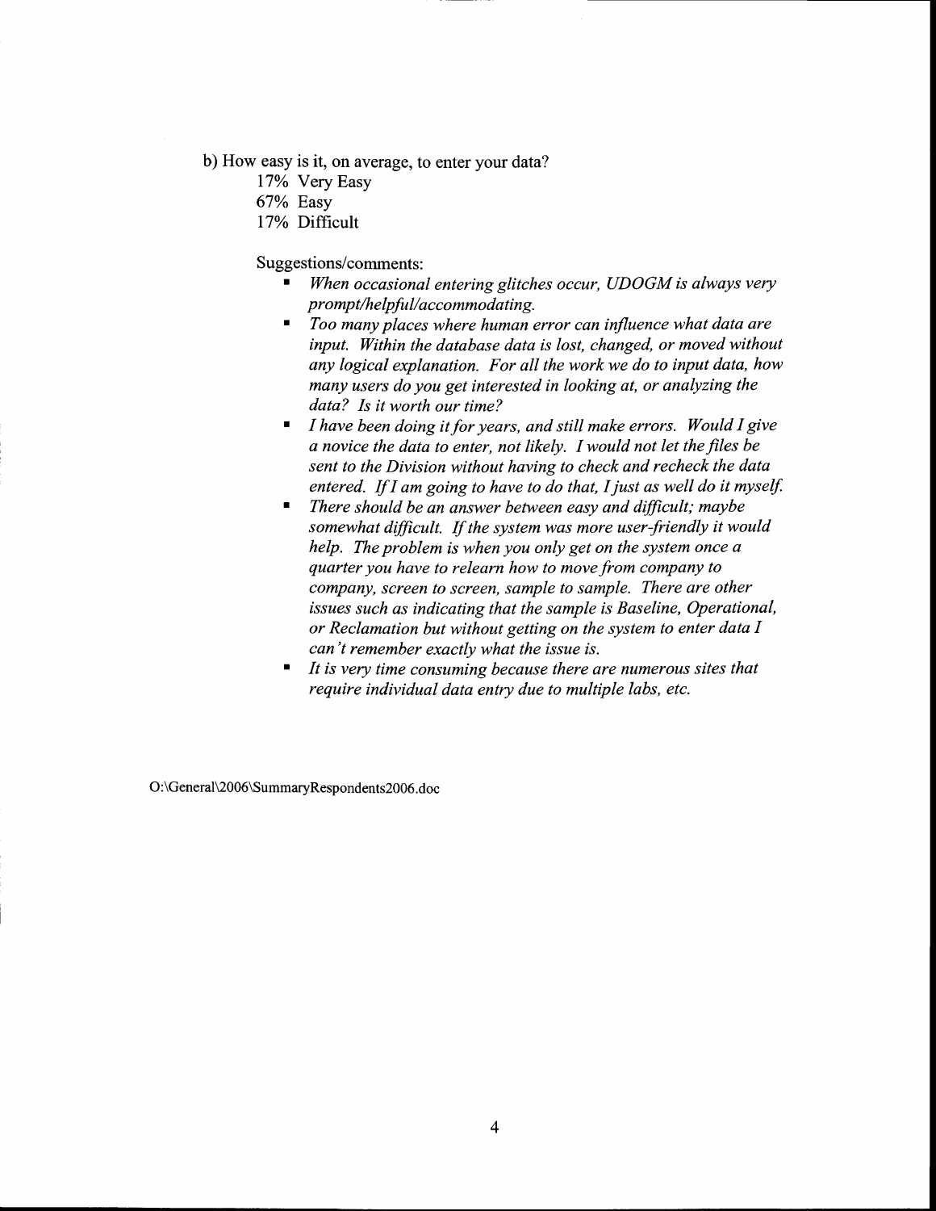b) How easy is it, on average, to enter your data?

17% Very Easy
67% Easy
17% Difficult

Suggestions/comments:

- *When occasional entering glitches occur, UDOGM is always very prompt/helpful/accommodating.*
- *Too many places where human error can influence what data are input. Within the database data is lost, changed, or moved without any logical explanation. For all the work we do to input data, how many users do you get interested in looking at, or analyzing the data? Is it worth our time?*
- *I have been doing it for years, and still make errors. Would I give a novice the data to enter, not likely. I would not let the files be sent to the Division without having to check and recheck the data entered. If I am going to have to do that, I just as well do it myself.*
- *There should be an answer between easy and difficult; maybe somewhat difficult. If the system was more user-friendly it would help. The problem is when you only get on the system once a quarter you have to relearn how to move from company to company, screen to screen, sample to sample. There are other issues such as indicating that the sample is Baseline, Operational, or Reclamation but without getting on the system to enter data I can't remember exactly what the issue is.*
- *It is very time consuming because there are numerous sites that require individual data entry due to multiple labs, etc.*

O:\General\2006\SummaryRespondents2006.doc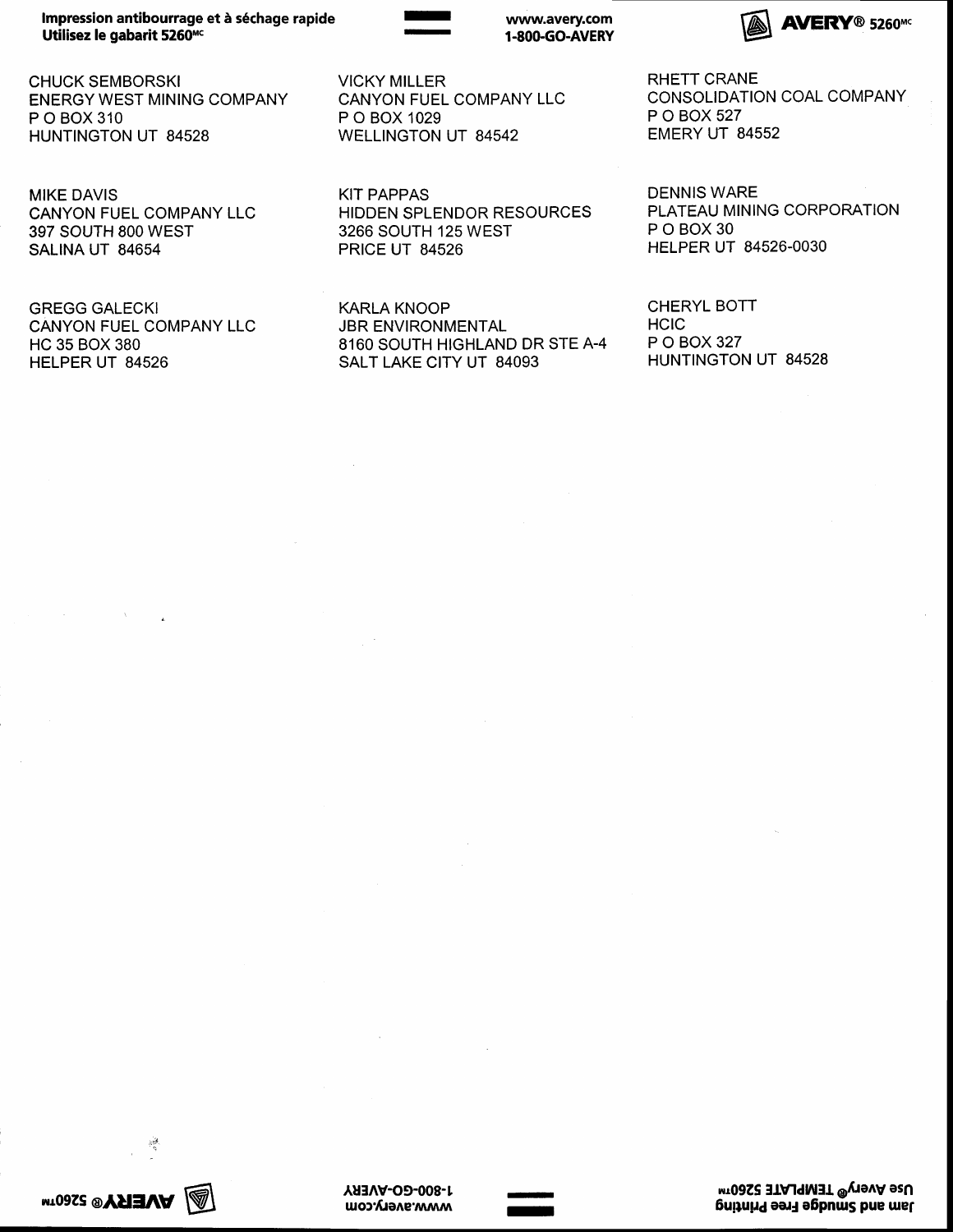CHUCK SEMBORSKI
ENERGY WEST MINING COMPANY
P O BOX 310
HUNTINGTON UT 84528

VICKY MILLER
CANYON FUEL COMPANY LLC
P O BOX 1029
WELLINGTON UT 84542

RHETT CRANE
CONSOLIDATION COAL COMPANY
P O BOX 527
EMERY UT 84552

MIKE DAVIS
CANYON FUEL COMPANY LLC
397 SOUTH 800 WEST
SALINA UT 84654

KIT PAPPAS
HIDDEN SPLENDOR RESOURCES
3266 SOUTH 125 WEST
PRICE UT 84526

DENNIS WARE
PLATEAU MINING CORPORATION
P O BOX 30
HELPER UT 84526-0030

GREGG GALECKI
CANYON FUEL COMPANY LLC
HC 35 BOX 380
HELPER UT 84526

KARLA KNOOP
JBR ENVIRONMENTAL
8160 SOUTH HIGHLAND DR STE A-4
SALT LAKE CITY UT 84093

CHERYL BOTT
HCIC
P O BOX 327
HUNTINGTON UT 84528